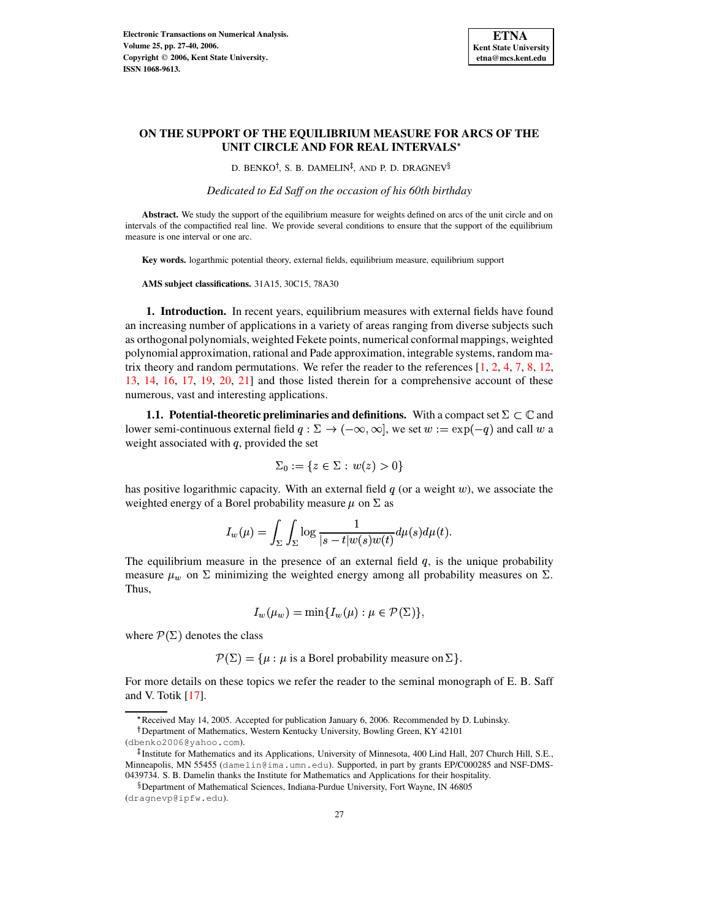# ON THE SUPPORT OF THE EQUILIBRIUM MEASURE FOR ARCS OF THE UNIT CIRCLE AND FOR REAL INTERVALS*

D. BENKO[†], S. B. DAMELIN[‡], AND P. D. DRAGNEV[§]

*Dedicated to Ed Saff on the occasion of his 60th birthday*

**Abstract.** We study the support of the equilibrium measure for weights defined on arcs of the unit circle and on intervals of the compactified real line. We provide several conditions to ensure that the support of the equilibrium measure is one interval or one arc.

**Key words.** logarithmic potential theory, external fields, equilibrium measure, equilibrium support

**AMS subject classifications.** 31A15, 30C15, 78A30

## 1. Introduction.

In recent years, equilibrium measures with external fields have found an increasing number of applications in a variety of areas ranging from diverse subjects such as orthogonal polynomials, weighted Fekete points, numerical conformal mappings, weighted polynomial approximation, rational and Pade approximation, integrable systems, random matrix theory and random permutations. We refer the reader to the references [1, 2, 4, 7, 8, 12, 13, 14, 16, 17, 19, 20, 21] and those listed therein for a comprehensive account of these numerous, vast and interesting applications.

### 1.1. Potential-theoretic preliminaries and definitions.

With a compact set $\Sigma \subset \mathbb{C}$ and lower semi-continuous external field $q : \Sigma \to (-\infty, \infty]$, we set $w := \exp(-q)$ and call $w$ a weight associated with $q$, provided the set

$$\Sigma_0 := \{z \in \Sigma : w(z) > 0\}$$

has positive logarithmic capacity. With an external field $q$ (or a weight $w$), we associate the weighted energy of a Borel probability measure $\mu$ on $\Sigma$ as

$$I_w(\mu) = \int_\Sigma \int_\Sigma \log \frac{1}{|s-t|w(s)w(t)} d\mu(s)d\mu(t).$$

The equilibrium measure in the presence of an external field $q$, is the unique probability measure $\mu_w$ on $\Sigma$ minimizing the weighted energy among all probability measures on $\Sigma$. Thus,

$$I_w(\mu_w) = \min\{I_w(\mu) : \mu \in \mathcal{P}(\Sigma)\},$$

where $\mathcal{P}(\Sigma)$ denotes the class

$$\mathcal{P}(\Sigma) = \{\mu : \mu \text{ is a Borel probability measure on } \Sigma\}.$$

For more details on these topics we refer the reader to the seminal monograph of E. B. Saff and V. Totik [17].

---

*Received May 14, 2005. Accepted for publication January 6, 2006. Recommended by D. Lubinsky.

[†]Department of Mathematics, Western Kentucky University, Bowling Green, KY 42101 (dbenko2006@yahoo.com).

[‡]Institute for Mathematics and its Applications, University of Minnesota, 400 Lind Hall, 207 Church Hill, S.E., Minneapolis, MN 55455 (damelin@ima.umn.edu). Supported, in part by grants EP/C000285 and NSF-DMS-0439734. S. B. Damelin thanks the Institute for Mathematics and Applications for their hospitality.

[§]Department of Mathematical Sciences, Indiana-Purdue University, Fort Wayne, IN 46805 (dragnevp@ipfw.edu).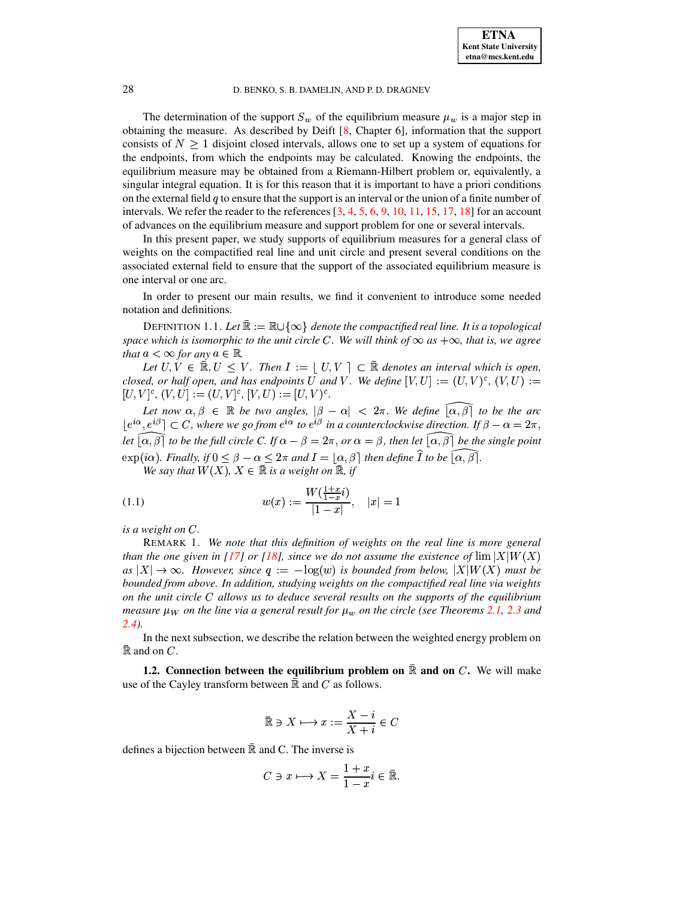The determination of the support $S_w$ of the equilibrium measure $\mu_w$ is a major step in obtaining the measure. As described by Deift [8, Chapter 6], information that the support consists of $N \geq 1$ disjoint closed intervals, allows one to set up a system of equations for the endpoints, from which the endpoints may be calculated. Knowing the endpoints, the equilibrium measure may be obtained from a Riemann-Hilbert problem or, equivalently, a singular integral equation. It is for this reason that it is important to have a priori conditions on the external field $q$ to ensure that the support is an interval or the union of a finite number of intervals. We refer the reader to the references [3, 4, 5, 6, 9, 10, 11, 15, 17, 18] for an account of advances on the equilibrium measure and support problem for one or several intervals.

In this present paper, we study supports of equilibrium measures for a general class of weights on the compactified real line and unit circle and present several conditions on the associated external field to ensure that the support of the associated equilibrium measure is one interval or one arc.

In order to present our main results, we find it convenient to introduce some needed notation and definitions.

DEFINITION 1.1. *Let $\bar{\mathbb{R}} := \mathbb{R} \cup \{\infty\}$ denote the compactified real line. It is a topological space which is isomorphic to the unit circle $C$. We will think of $\infty$ as $+\infty$, that is, we agree that $a < \infty$ for any $a \in \mathbb{R}$.*

*Let $U, V \in \bar{\mathbb{R}}, U \leq V$. Then $I := \lfloor U, V \rceil \subset \bar{\mathbb{R}}$ denotes an interval which is open, closed, or half open, and has endpoints $U$ and $V$. We define $[V, U] := (U, V)^c$, $(V, U) := [U, V]^c$, $(V, U] := (U, V]^c$, $[V, U) := [U, V)^c$.*

*Let now $\alpha, \beta \in \mathbb{R}$ be two angles, $|\beta - \alpha| < 2\pi$. We define $\widehat{\lfloor \alpha, \beta \rceil}$ to be the arc $\lfloor e^{i\alpha}, e^{i\beta} \rceil \subset C$, where we go from $e^{i\alpha}$ to $e^{i\beta}$ in a counterclockwise direction. If $\beta - \alpha = 2\pi$, let $\widehat{\lfloor \alpha, \beta \rceil}$ to be the full circle $C$. If $\alpha - \beta = 2\pi$, or $\alpha = \beta$, then let $\widehat{\lfloor \alpha, \beta \rceil}$ be the single point $\exp(i\alpha)$. Finally, if $0 \leq \beta - \alpha \leq 2\pi$ and $I = \lfloor \alpha, \beta \rceil$ then define $\widehat{I}$ to be $\widehat{\lfloor \alpha, \beta \rceil}$.*

*We say that $W(X)$, $X \in \bar{\mathbb{R}}$ is a weight on $\bar{\mathbb{R}}$, if*

$$w(x) := \frac{W(\frac{1+x}{1-x}i)}{|1-x|}, \quad |x| = 1 \tag{1.1}$$

*is a weight on $C$.*

REMARK 1. *We note that this definition of weights on the real line is more general than the one given in [17] or [18], since we do not assume the existence of $\lim |X|W(X)$ as $|X| \to \infty$. However, since $q := -\log(w)$ is bounded from below, $|X|W(X)$ must be bounded from above. In addition, studying weights on the compactified real line via weights on the unit circle $C$ allows us to deduce several results on the supports of the equilibrium measure $\mu_W$ on the line via a general result for $\mu_w$ on the circle (see Theorems 2.1, 2.3 and 2.4).*

In the next subsection, we describe the relation between the weighted energy problem on $\bar{\mathbb{R}}$ and on $C$.

**1.2. Connection between the equilibrium problem on $\bar{\mathbb{R}}$ and on $C$.** We will make use of the Cayley transform between $\bar{\mathbb{R}}$ and $C$ as follows.

$$\bar{\mathbb{R}} \ni X \longmapsto x := \frac{X - i}{X + i} \in C$$

defines a bijection between $\bar{\mathbb{R}}$ and C. The inverse is

$$C \ni x \longmapsto X = \frac{1+x}{1-x} i \in \bar{\mathbb{R}}.$$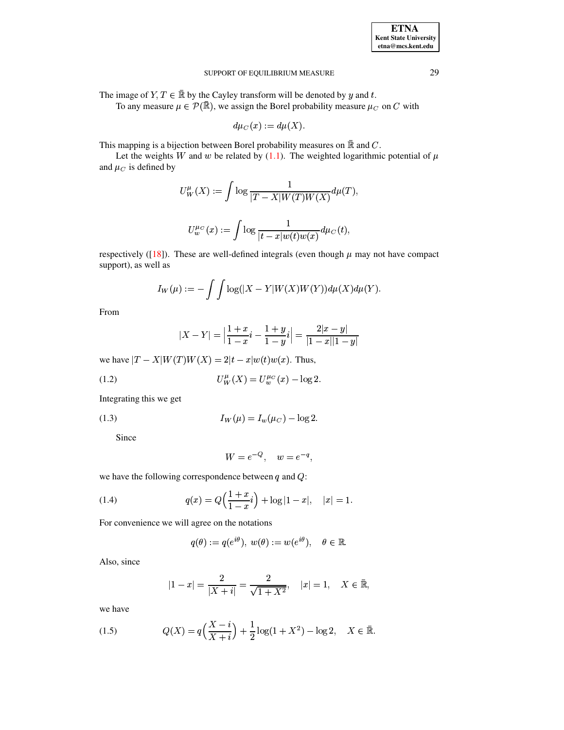The image of $Y, T \in \bar{\mathbb{R}}$ by the Cayley transform will be denoted by $y$ and $t$.

To any measure $\mu \in \mathcal{P}(\bar{\mathbb{R}})$, we assign the Borel probability measure $\mu_C$ on $C$ with

$$d\mu_C(x) := d\mu(X).$$

This mapping is a bijection between Borel probability measures on $\bar{\mathbb{R}}$ and $C$.

Let the weights $W$ and $w$ be related by (1.1). The weighted logarithmic potential of $\mu$ and $\mu_C$ is defined by

$$U_W^{\mu}(X) := \int \log \frac{1}{|T - X| W(T) W(X)} d\mu(T),$$

$$U_w^{\mu_C}(x) := \int \log \frac{1}{|t - x| w(t) w(x)} d\mu_C(t),$$

respectively ([18]). These are well-defined integrals (even though $\mu$ may not have compact support), as well as

$$I_W(\mu) := -\int\int \log(|X - Y| W(X) W(Y)) d\mu(X) d\mu(Y).$$

From

$$|X - Y| = \Big|\frac{1+x}{1-x} i - \frac{1+y}{1-y} i\Big| = \frac{2|x-y|}{|1-x||1-y|}$$

we have $|T - X| W(T) W(X) = 2|t - x| w(t) w(x)$. Thus,

$$U_W^{\mu}(X) = U_w^{\mu_C}(x) - \log 2. \tag{1.2}$$

Integrating this we get

$$I_W(\mu) = I_w(\mu_C) - \log 2. \tag{1.3}$$

Since

$$W = e^{-Q}, \quad w = e^{-q},$$

we have the following correspondence between $q$ and $Q$:

$$q(x) = Q\Big(\frac{1+x}{1-x} i\Big) + \log|1 - x|, \quad |x| = 1. \tag{1.4}$$

For convenience we will agree on the notations

$$q(\theta) := q(e^{i\theta}),\ w(\theta) := w(e^{i\theta}), \quad \theta \in \mathbb{R}.$$

Also, since

$$|1 - x| = \frac{2}{|X + i|} = \frac{2}{\sqrt{1 + X^2}}, \quad |x| = 1, \quad X \in \bar{\mathbb{R}},$$

we have

$$Q(X) = q\Big(\frac{X - i}{X + i}\Big) + \frac{1}{2}\log(1 + X^2) - \log 2, \quad X \in \bar{\mathbb{R}}. \tag{1.5}$$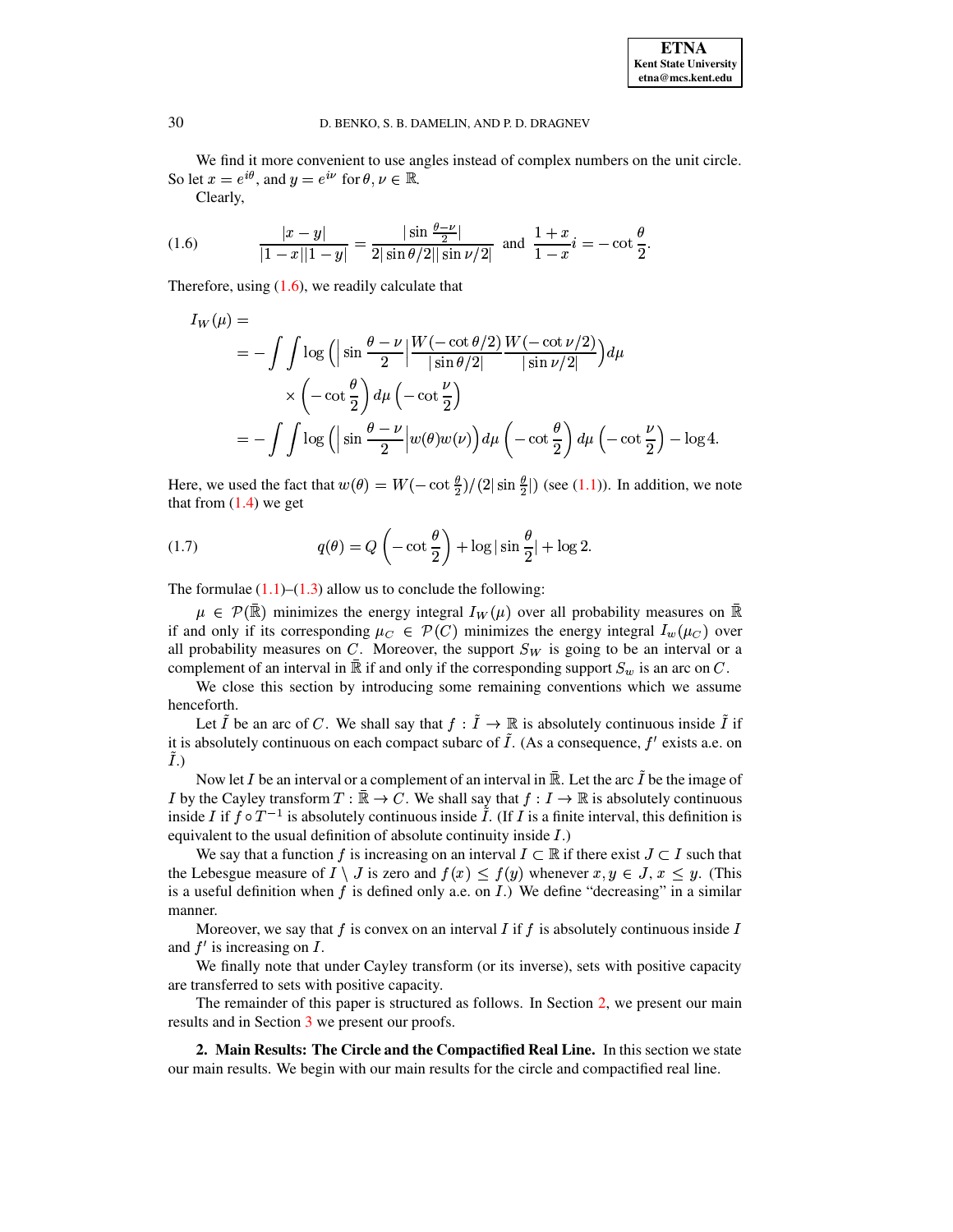We find it more convenient to use angles instead of complex numbers on the unit circle. So let $x = e^{i\theta}$, and $y = e^{i\nu}$ for $\theta, \nu \in \mathbb{R}$.

Clearly,

$$\text{(1.6)} \qquad \frac{|x-y|}{|1-x||1-y|} = \frac{|\sin\frac{\theta-\nu}{2}|}{2|\sin\theta/2||\sin\nu/2|} \quad \text{and} \quad \frac{1+x}{1-x}i = -\cot\frac{\theta}{2}.$$

Therefore, using (1.6), we readily calculate that

$$\begin{aligned}
I_W(\mu) &= \\
&= -\int\int \log\left(\Big|\sin\frac{\theta-\nu}{2}\Big|\frac{W(-\cot\theta/2)}{|\sin\theta/2|}\frac{W(-\cot\nu/2)}{|\sin\nu/2|}\right)d\mu \\
&\qquad \times \left(-\cot\frac{\theta}{2}\right)d\mu\left(-\cot\frac{\nu}{2}\right) \\
&= -\int\int \log\left(\Big|\sin\frac{\theta-\nu}{2}\Big|w(\theta)w(\nu)\right)d\mu\left(-\cot\frac{\theta}{2}\right)d\mu\left(-\cot\frac{\nu}{2}\right) - \log 4.
\end{aligned}$$

Here, we used the fact that $w(\theta) = W(-\cot\frac{\theta}{2})/(2|\sin\frac{\theta}{2}|)$ (see (1.1)). In addition, we note that from (1.4) we get

$$\text{(1.7)} \qquad q(\theta) = Q\left(-\cot\frac{\theta}{2}\right) + \log|\sin\frac{\theta}{2}| + \log 2.$$

The formulae (1.1)–(1.3) allow us to conclude the following:

$\mu \in \mathcal{P}(\bar{\mathbb{R}})$ minimizes the energy integral $I_W(\mu)$ over all probability measures on $\bar{\mathbb{R}}$ if and only if its corresponding $\mu_C \in \mathcal{P}(C)$ minimizes the energy integral $I_w(\mu_C)$ over all probability measures on $C$. Moreover, the support $S_W$ is going to be an interval or a complement of an interval in $\bar{\mathbb{R}}$ if and only if the corresponding support $S_w$ is an arc on $C$.

We close this section by introducing some remaining conventions which we assume henceforth.

Let $\tilde{I}$ be an arc of $C$. We shall say that $f : \tilde{I} \to \mathbb{R}$ is absolutely continuous inside $\tilde{I}$ if it is absolutely continuous on each compact subarc of $\tilde{I}$. (As a consequence, $f'$ exists a.e. on $\tilde{I}$.)

Now let $I$ be an interval or a complement of an interval in $\bar{\mathbb{R}}$. Let the arc $\tilde{I}$ be the image of $I$ by the Cayley transform $T : \bar{\mathbb{R}} \to C$. We shall say that $f : I \to \mathbb{R}$ is absolutely continuous inside $I$ if $f \circ T^{-1}$ is absolutely continuous inside $\tilde{I}$. (If $I$ is a finite interval, this definition is equivalent to the usual definition of absolute continuity inside $I$.)

We say that a function $f$ is increasing on an interval $I \subset \mathbb{R}$ if there exist $J \subset I$ such that the Lebesgue measure of $I \setminus J$ is zero and $f(x) \le f(y)$ whenever $x, y \in J$, $x \le y$. (This is a useful definition when $f$ is defined only a.e. on $I$.) We define "decreasing" in a similar manner.

Moreover, we say that $f$ is convex on an interval $I$ if $f$ is absolutely continuous inside $I$ and $f'$ is increasing on $I$.

We finally note that under Cayley transform (or its inverse), sets with positive capacity are transferred to sets with positive capacity.

The remainder of this paper is structured as follows. In Section 2, we present our main results and in Section 3 we present our proofs.

## 2. Main Results: The Circle and the Compactified Real Line.

In this section we state our main results. We begin with our main results for the circle and compactified real line.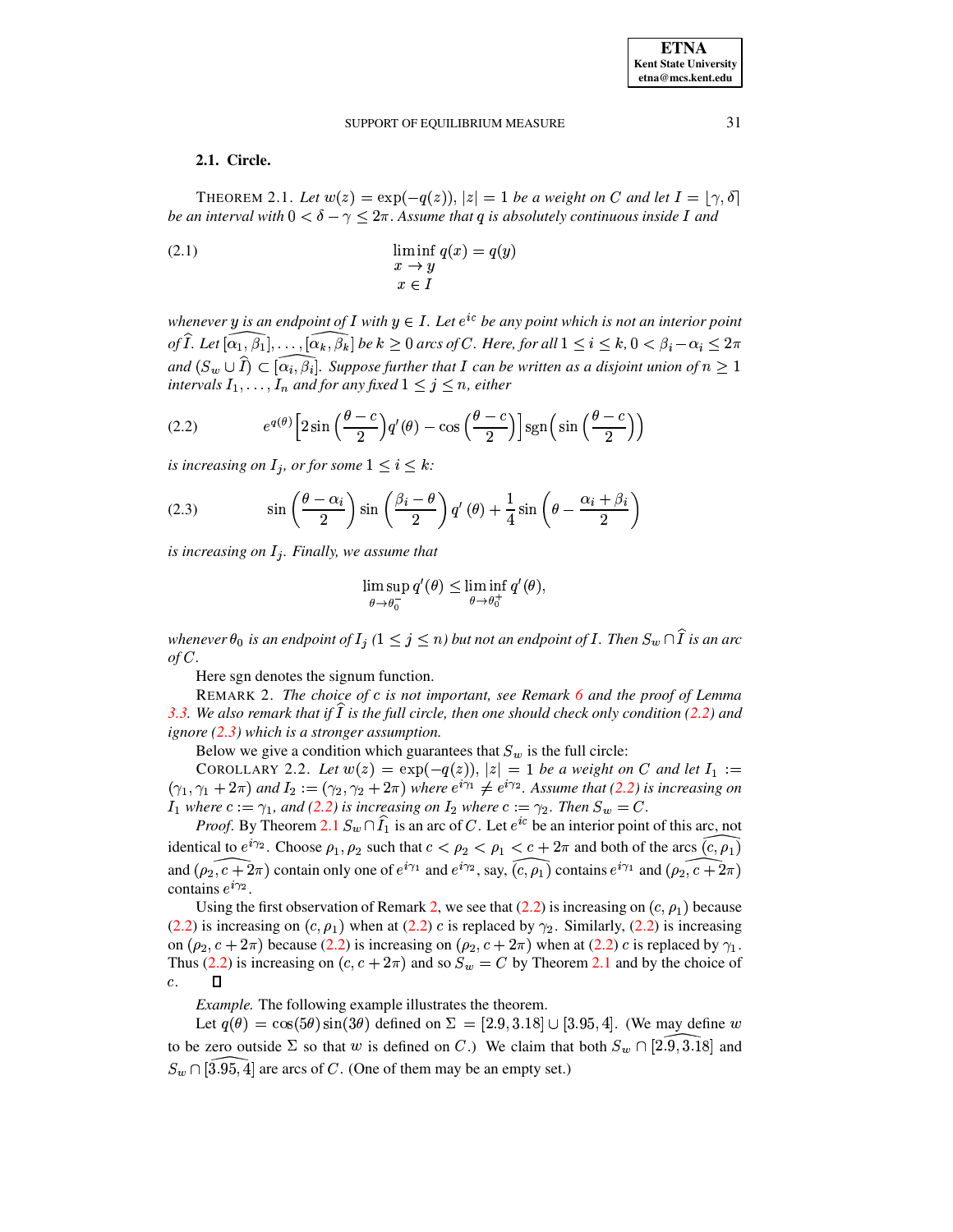### 2.1. Circle.

THEOREM 2.1. *Let $w(z) = \exp(-q(z))$, $|z| = 1$ be a weight on $C$ and let $I = \lfloor \gamma, \delta \rceil$ be an interval with $0 < \delta - \gamma \leq 2\pi$. Assume that $q$ is absolutely continuous inside $I$ and*

$$\liminf_{\substack{x \to y \\ x \in I}} q(x) = q(y) \tag{2.1}$$

*whenever $y$ is an endpoint of $I$ with $y \in I$. Let $e^{ic}$ be any point which is not an interior point of $\widehat{I}$. Let $[\widehat{\alpha_1, \beta_1}], \ldots, [\widehat{\alpha_k, \beta_k}]$ be $k \geq 0$ arcs of $C$. Here, for all $1 \leq i \leq k$, $0 < \beta_i - \alpha_i \leq 2\pi$ and $(S_w \cup \widehat{I}) \subset [\widehat{\alpha_i, \beta_i}]$. Suppose further that $I$ can be written as a disjoint union of $n \geq 1$ intervals $I_1, \ldots, I_n$ and for any fixed $1 \leq j \leq n$, either*

$$e^{q(\theta)} \Big[ 2 \sin\left(\frac{\theta - c}{2}\right) q'(\theta) - \cos\left(\frac{\theta - c}{2}\right) \Big] \operatorname{sgn}\Big( \sin\left(\frac{\theta - c}{2}\right) \Big) \tag{2.2}$$

*is increasing on $I_j$, or for some $1 \leq i \leq k$:*

$$\sin\left(\frac{\theta - \alpha_i}{2}\right) \sin\left(\frac{\beta_i - \theta}{2}\right) q'(\theta) + \frac{1}{4} \sin\left(\theta - \frac{\alpha_i + \beta_i}{2}\right) \tag{2.3}$$

*is increasing on $I_j$. Finally, we assume that*

$$\limsup_{\theta \to \theta_0^-} q'(\theta) \leq \liminf_{\theta \to \theta_0^+} q'(\theta),$$

*whenever $\theta_0$ is an endpoint of $I_j$ ($1 \leq j \leq n$) but not an endpoint of $I$. Then $S_w \cap \widehat{I}$ is an arc of $C$.*

Here sgn denotes the signum function.

REMARK 2. *The choice of $c$ is not important, see Remark 6 and the proof of Lemma 3.3. We also remark that if $\widehat{I}$ is the full circle, then one should check only condition (2.2) and ignore (2.3) which is a stronger assumption.*

Below we give a condition which guarantees that $S_w$ is the full circle:

COROLLARY 2.2. *Let $w(z) = \exp(-q(z))$, $|z| = 1$ be a weight on $C$ and let $I_1 := (\gamma_1, \gamma_1 + 2\pi)$ and $I_2 := (\gamma_2, \gamma_2 + 2\pi)$ where $e^{i\gamma_1} \neq e^{i\gamma_2}$. Assume that (2.2) is increasing on $I_1$ where $c := \gamma_1$, and (2.2) is increasing on $I_2$ where $c := \gamma_2$. Then $S_w = C$.*

*Proof.* By Theorem 2.1 $S_w \cap \widehat{I_1}$ is an arc of $C$. Let $e^{ic}$ be an interior point of this arc, not identical to $e^{i\gamma_2}$. Choose $\rho_1, \rho_2$ such that $c < \rho_2 < \rho_1 < c + 2\pi$ and both of the arcs $(\widehat{c, \rho_1})$ and $(\widehat{\rho_2, c + 2\pi})$ contain only one of $e^{i\gamma_1}$ and $e^{i\gamma_2}$, say, $(\widehat{c, \rho_1})$ contains $e^{i\gamma_1}$ and $(\widehat{\rho_2, c + 2\pi})$ contains $e^{i\gamma_2}$.

Using the first observation of Remark 2, we see that (2.2) is increasing on $(c, \rho_1)$ because (2.2) is increasing on $(c, \rho_1)$ when at (2.2) $c$ is replaced by $\gamma_2$. Similarly, (2.2) is increasing on $(\rho_2, c + 2\pi)$ because (2.2) is increasing on $(\rho_2, c + 2\pi)$ when at (2.2) $c$ is replaced by $\gamma_1$. Thus (2.2) is increasing on $(c, c + 2\pi)$ and so $S_w = C$ by Theorem 2.1 and by the choice of $c$. $\square$

*Example.* The following example illustrates the theorem.

Let $q(\theta) = \cos(5\theta)\sin(3\theta)$ defined on $\Sigma = [2.9, 3.18] \cup [3.95, 4]$. (We may define $w$ to be zero outside $\Sigma$ so that $w$ is defined on $C$.) We claim that both $S_w \cap [\widehat{2.9, 3.18}]$ and $S_w \cap [\widehat{3.95, 4}]$ are arcs of $C$. (One of them may be an empty set.)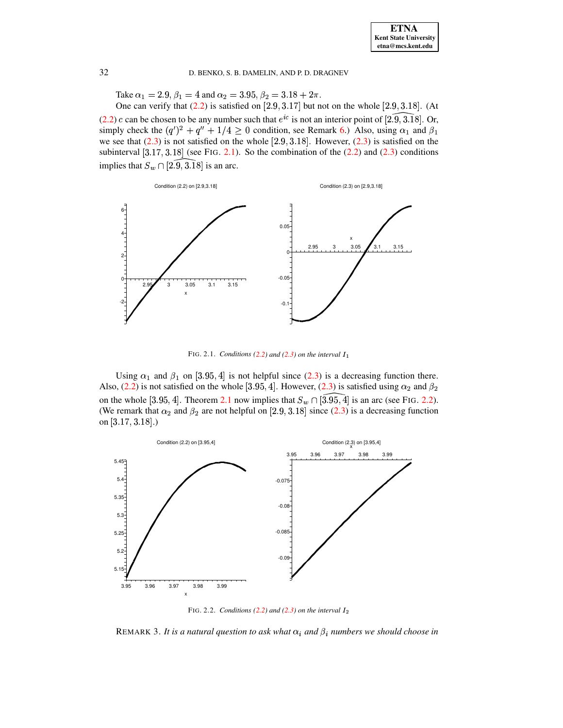Take $\alpha_1 = 2.9$, $\beta_1 = 4$ and $\alpha_2 = 3.95$, $\beta_2 = 3.18 + 2\pi$.

One can verify that (2.2) is satisfied on $[2.9, 3.17]$ but not on the whole $[2.9, 3.18]$. (At (2.2) $c$ can be chosen to be any number such that $e^{ic}$ is not an interior point of $\widehat{[2.9, 3.18]}$. Or, simply check the $(q')^2 + q'' + 1/4 \geq 0$ condition, see Remark 6.) Also, using $\alpha_1$ and $\beta_1$ we see that (2.3) is not satisfied on the whole $[2.9, 3.18]$. However, (2.3) is satisfied on the subinterval $[3.17, 3.18]$ (see FIG. 2.1). So the combination of the (2.2) and (2.3) conditions implies that $S_w \cap \widehat{[2.9, 3.18]}$ is an arc.

FIG. 2.1. *Conditions (2.2) and (2.3) on the interval $I_1$*

Using $\alpha_1$ and $\beta_1$ on $[3.95, 4]$ is not helpful since (2.3) is a decreasing function there. Also, (2.2) is not satisfied on the whole $[3.95, 4]$. However, (2.3) is satisfied using $\alpha_2$ and $\beta_2$ on the whole $[3.95, 4]$. Theorem 2.1 now implies that $S_w \cap \widehat{[3.95, 4]}$ is an arc (see FIG. 2.2). (We remark that $\alpha_2$ and $\beta_2$ are not helpful on $[2.9, 3.18]$ since (2.3) is a decreasing function on $[3.17, 3.18]$.)

FIG. 2.2. *Conditions (2.2) and (2.3) on the interval $I_2$*

REMARK 3. *It is a natural question to ask what $\alpha_i$ and $\beta_i$ numbers we should choose in*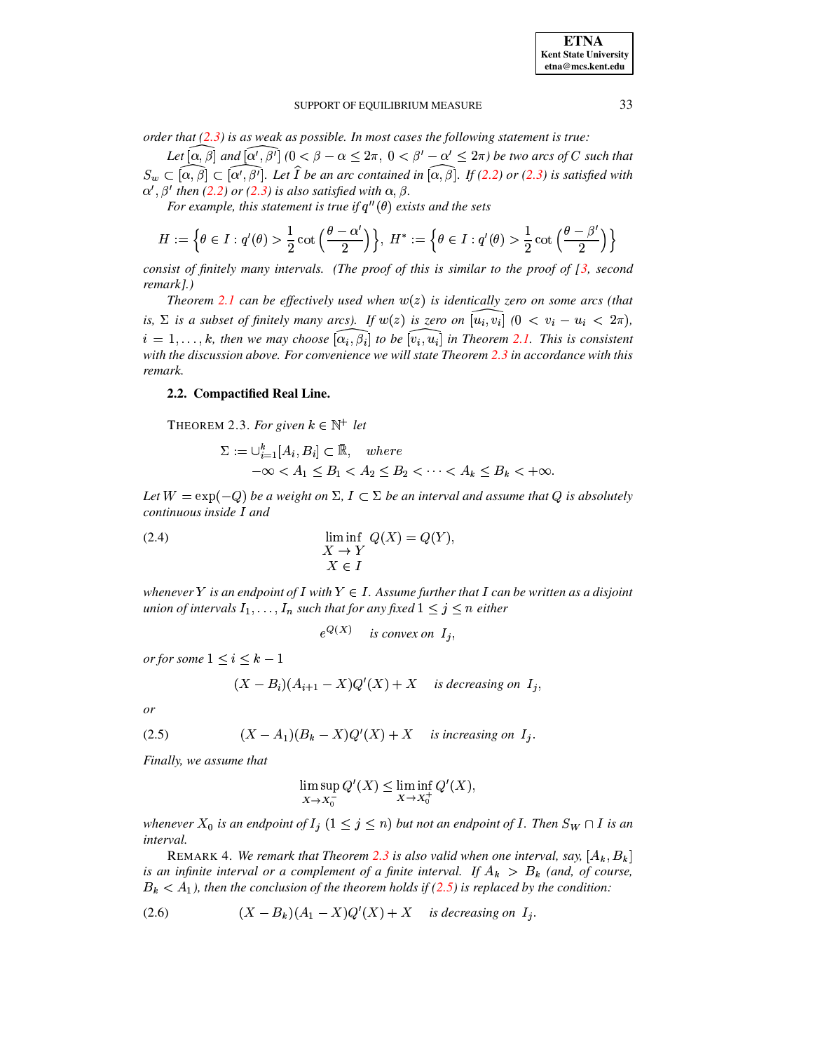*order that (2.3) is as weak as possible. In most cases the following statement is true:*

*Let* $\widehat{[\alpha, \beta]}$ *and* $\widehat{[\alpha', \beta']}$ $(0 < \beta - \alpha \leq 2\pi,\ 0 < \beta' - \alpha' \leq 2\pi)$ *be two arcs of* $C$ *such that* $S_w \subset \widehat{[\alpha, \beta]} \subset \widehat{[\alpha', \beta']}$. *Let* $\widehat{I}$ *be an arc contained in* $\widehat{[\alpha, \beta]}$. *If (2.2) or (2.3) is satisfied with* $\alpha', \beta'$ *then (2.2) or (2.3) is also satisfied with* $\alpha, \beta$.

*For example, this statement is true if* $q''(\theta)$ *exists and the sets*

$$H := \left\{\theta \in I : q'(\theta) > \frac{1}{2}\cot\left(\frac{\theta - \alpha'}{2}\right)\right\},\ H^* := \left\{\theta \in I : q'(\theta) > \frac{1}{2}\cot\left(\frac{\theta - \beta'}{2}\right)\right\}$$

*consist of finitely many intervals. (The proof of this is similar to the proof of [3, second remark].)*

*Theorem 2.1 can be effectively used when* $w(z)$ *is identically zero on some arcs (that is,* $\Sigma$ *is a subset of finitely many arcs). If* $w(z)$ *is zero on* $\widehat{[u_i, v_i]}$ $(0 < v_i - u_i < 2\pi)$, $i = 1, \ldots, k$, *then we may choose* $\widehat{[\alpha_i, \beta_i]}$ *to be* $\widehat{[v_i, u_i]}$ *in Theorem 2.1. This is consistent with the discussion above. For convenience we will state Theorem 2.3 in accordance with this remark.*

### 2.2. Compactified Real Line.

THEOREM 2.3. *For given* $k \in \mathbb{N}^+$ *let*

$$\Sigma := \cup_{i=1}^{k} [A_i, B_i] \subset \bar{\mathbb{R}}, \quad where$$
$$-\infty < A_1 \leq B_1 < A_2 \leq B_2 < \cdots < A_k \leq B_k < +\infty.$$

*Let* $W = \exp(-Q)$ *be a weight on* $\Sigma$, $I \subset \Sigma$ *be an interval and assume that* $Q$ *is absolutely continuous inside* $I$ *and*

$$\liminf_{\substack{X \to Y \\ X \in I}} Q(X) = Q(Y), \tag{2.4}$$

*whenever* $Y$ *is an endpoint of* $I$ *with* $Y \in I$. *Assume further that* $I$ *can be written as a disjoint union of intervals* $I_1, \ldots, I_n$ *such that for any fixed* $1 \leq j \leq n$ *either*

$$e^{Q(X)} \quad \text{is convex on } I_j,$$

*or for some* $1 \leq i \leq k-1$

$$(X - B_i)(A_{i+1} - X)Q'(X) + X \quad \text{is decreasing on } I_j,$$

*or*

$$(X - A_1)(B_k - X)Q'(X) + X \quad \text{is increasing on } I_j. \tag{2.5}$$

*Finally, we assume that*

$$\limsup_{X \to X_0^-} Q'(X) \leq \liminf_{X \to X_0^+} Q'(X),$$

*whenever* $X_0$ *is an endpoint of* $I_j$ $(1 \leq j \leq n)$ *but not an endpoint of* $I$. *Then* $S_W \cap I$ *is an interval.*

REMARK 4. *We remark that Theorem 2.3 is also valid when one interval, say,* $[A_k, B_k]$ *is an infinite interval or a complement of a finite interval. If* $A_k > B_k$ *(and, of course,* $B_k < A_1$*), then the conclusion of the theorem holds if (2.5) is replaced by the condition:*

$$(X - B_k)(A_1 - X)Q'(X) + X \quad \text{is decreasing on } I_j. \tag{2.6}$$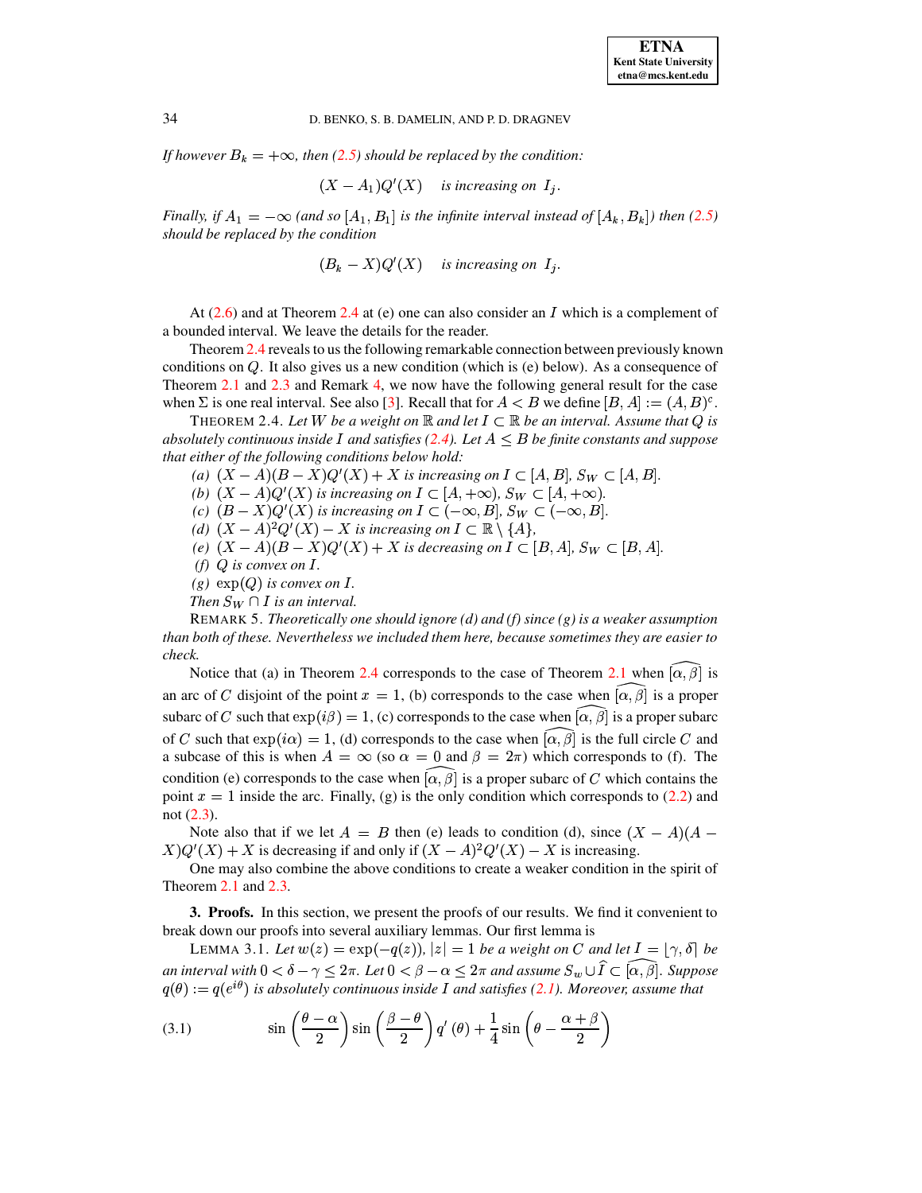*If however $B_k = +\infty$, then (2.5) should be replaced by the condition:*

$$(X - A_1)Q'(X) \quad \text{is increasing on } I_j.$$

*Finally, if $A_1 = -\infty$ (and so $[A_1, B_1]$ is the infinite interval instead of $[A_k, B_k]$) then (2.5) should be replaced by the condition*

$$(B_k - X)Q'(X) \quad \text{is increasing on } I_j.$$

At (2.6) and at Theorem 2.4 at (e) one can also consider an $I$ which is a complement of a bounded interval. We leave the details for the reader.

Theorem 2.4 reveals to us the following remarkable connection between previously known conditions on $Q$. It also gives us a new condition (which is (e) below). As a consequence of Theorem 2.1 and 2.3 and Remark 4, we now have the following general result for the case when $\Sigma$ is one real interval. See also [3]. Recall that for $A < B$ we define $[B, A] := (A, B)^c$.

THEOREM 2.4. *Let $W$ be a weight on $\mathbb{R}$ and let $I \subset \mathbb{R}$ be an interval. Assume that $Q$ is absolutely continuous inside $I$ and satisfies (2.4). Let $A \leq B$ be finite constants and suppose that either of the following conditions below hold:*

*(a) $(X - A)(B - X)Q'(X) + X$ is increasing on $I \subset [A, B]$, $S_W \subset [A, B]$.*
*(b) $(X - A)Q'(X)$ is increasing on $I \subset [A, +\infty)$, $S_W \subset [A, +\infty)$.*
*(c) $(B - X)Q'(X)$ is increasing on $I \subset (-\infty, B]$, $S_W \subset (-\infty, B]$.*
*(d) $(X - A)^2 Q'(X) - X$ is increasing on $I \subset \mathbb{R} \setminus \{A\}$,*
*(e) $(X - A)(B - X)Q'(X) + X$ is decreasing on $I \subset [B, A]$, $S_W \subset [B, A]$.*
*(f) $Q$ is convex on $I$.*
*(g) $\exp(Q)$ is convex on $I$.*

*Then $S_W \cap I$ is an interval.*

REMARK 5. *Theoretically one should ignore (d) and (f) since (g) is a weaker assumption than both of these. Nevertheless we included them here, because sometimes they are easier to check.*

Notice that (a) in Theorem 2.4 corresponds to the case of Theorem 2.1 when $\widehat{[\alpha, \beta]}$ is an arc of $C$ disjoint of the point $x = 1$, (b) corresponds to the case when $\widehat{[\alpha, \beta]}$ is a proper subarc of $C$ such that $\exp(i\beta) = 1$, (c) corresponds to the case when $\widehat{[\alpha, \beta]}$ is a proper subarc of $C$ such that $\exp(i\alpha) = 1$, (d) corresponds to the case when $\widehat{[\alpha, \beta]}$ is the full circle $C$ and a subcase of this is when $A = \infty$ (so $\alpha = 0$ and $\beta = 2\pi$) which corresponds to (f). The condition (e) corresponds to the case when $\widehat{[\alpha, \beta]}$ is a proper subarc of $C$ which contains the point $x = 1$ inside the arc. Finally, (g) is the only condition which corresponds to (2.2) and not (2.3).

Note also that if we let $A = B$ then (e) leads to condition (d), since $(X - A)(A - X)Q'(X) + X$ is decreasing if and only if $(X - A)^2 Q'(X) - X$ is increasing.

One may also combine the above conditions to create a weaker condition in the spirit of Theorem 2.1 and 2.3.

## 3. Proofs.

In this section, we present the proofs of our results. We find it convenient to break down our proofs into several auxiliary lemmas. Our first lemma is

LEMMA 3.1. *Let $w(z) = \exp(-q(z))$, $|z| = 1$ be a weight on $C$ and let $I = \lfloor \gamma, \delta \rceil$ be an interval with $0 < \delta - \gamma \leq 2\pi$. Let $0 < \beta - \alpha \leq 2\pi$ and assume $S_w \cup \widehat{I} \subset \widehat{[\alpha, \beta]}$. Suppose $q(\theta) := q(e^{i\theta})$ is absolutely continuous inside $I$ and satisfies (2.1). Moreover, assume that*

$$\sin\left(\frac{\theta - \alpha}{2}\right) \sin\left(\frac{\beta - \theta}{2}\right) q'(\theta) + \frac{1}{4} \sin\left(\theta - \frac{\alpha + \beta}{2}\right) \tag{3.1}$$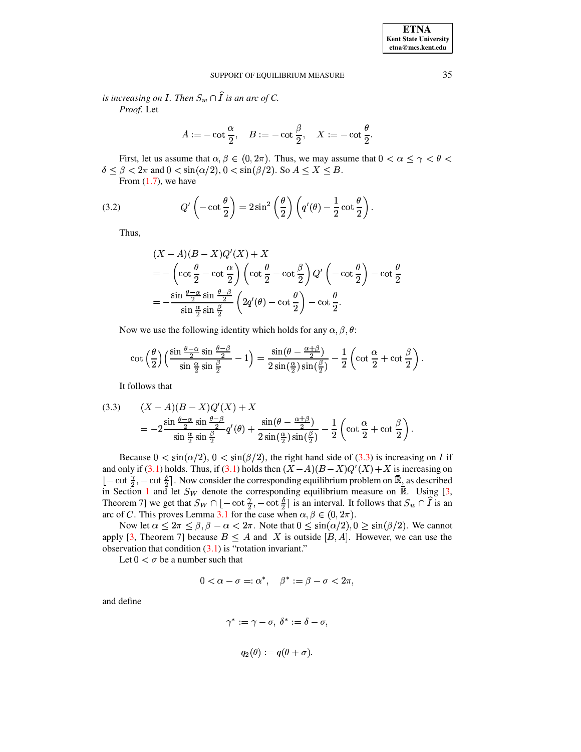*is increasing on $I$. Then $S_w \cap \widehat{I}$ is an arc of $C$.*

*Proof.* Let

$$A := -\cot\frac{\alpha}{2}, \quad B := -\cot\frac{\beta}{2}, \quad X := -\cot\frac{\theta}{2}.$$

First, let us assume that $\alpha, \beta \in (0, 2\pi)$. Thus, we may assume that $0 < \alpha \leq \gamma < \theta < \delta \leq \beta < 2\pi$ and $0 < \sin(\alpha/2), 0 < \sin(\beta/2)$. So $A \leq X \leq B$.

From (1.7), we have

$$Q'\left(-\cot\frac{\theta}{2}\right) = 2\sin^2\left(\frac{\theta}{2}\right)\left(q'(\theta) - \frac{1}{2}\cot\frac{\theta}{2}\right). \tag{3.2}$$

Thus,

$$\begin{aligned}
&(X-A)(B-X)Q'(X) + X \\
&= -\left(\cot\frac{\theta}{2} - \cot\frac{\alpha}{2}\right)\left(\cot\frac{\theta}{2} - \cot\frac{\beta}{2}\right)Q'\left(-\cot\frac{\theta}{2}\right) - \cot\frac{\theta}{2} \\
&= -\frac{\sin\frac{\theta-\alpha}{2}\sin\frac{\theta-\beta}{2}}{\sin\frac{\alpha}{2}\sin\frac{\beta}{2}}\left(2q'(\theta) - \cot\frac{\theta}{2}\right) - \cot\frac{\theta}{2}.
\end{aligned}$$

Now we use the following identity which holds for any $\alpha, \beta, \theta$:

$$\cot\left(\frac{\theta}{2}\right)\left(\frac{\sin\frac{\theta-\alpha}{2}\sin\frac{\theta-\beta}{2}}{\sin\frac{\alpha}{2}\sin\frac{\beta}{2}} - 1\right) = \frac{\sin(\theta - \frac{\alpha+\beta}{2})}{2\sin(\frac{\alpha}{2})\sin(\frac{\beta}{2})} - \frac{1}{2}\left(\cot\frac{\alpha}{2} + \cot\frac{\beta}{2}\right).$$

It follows that

$$\begin{aligned}
&(X-A)(B-X)Q'(X) + X \\
&= -2\frac{\sin\frac{\theta-\alpha}{2}\sin\frac{\theta-\beta}{2}}{\sin\frac{\alpha}{2}\sin\frac{\beta}{2}}q'(\theta) + \frac{\sin(\theta - \frac{\alpha+\beta}{2})}{2\sin(\frac{\alpha}{2})\sin(\frac{\beta}{2})} - \frac{1}{2}\left(\cot\frac{\alpha}{2} + \cot\frac{\beta}{2}\right).
\end{aligned} \tag{3.3}$$

Because $0 < \sin(\alpha/2), 0 < \sin(\beta/2)$, the right hand side of (3.3) is increasing on $I$ if and only if (3.1) holds. Thus, if (3.1) holds then $(X-A)(B-X)Q'(X) + X$ is increasing on $\lfloor -\cot\frac{\gamma}{2}, -\cot\frac{\delta}{2} \rceil$. Now consider the corresponding equilibrium problem on $\bar{\mathbb{R}}$, as described in Section 1 and let $S_W$ denote the corresponding equilibrium measure on $\bar{\mathbb{R}}$. Using [3, Theorem 7] we get that $S_W \cap \lfloor -\cot\frac{\gamma}{2}, -\cot\frac{\delta}{2} \rceil$ is an interval. It follows that $S_w \cap \widehat{I}$ is an arc of $C$. This proves Lemma 3.1 for the case when $\alpha, \beta \in (0, 2\pi)$.

Now let $\alpha \leq 2\pi \leq \beta, \beta - \alpha < 2\pi$. Note that $0 \leq \sin(\alpha/2), 0 \geq \sin(\beta/2)$. We cannot apply [3, Theorem 7] because $B \leq A$ and $X$ is outside $[B, A]$. However, we can use the observation that condition (3.1) is "rotation invariant."

Let $0 < \sigma$ be a number such that

$$0 < \alpha - \sigma =: \alpha^*, \quad \beta^* := \beta - \sigma < 2\pi,$$

and define

$$\gamma^* := \gamma - \sigma, \; \delta^* := \delta - \sigma,$$

$$q_2(\theta) := q(\theta + \sigma).$$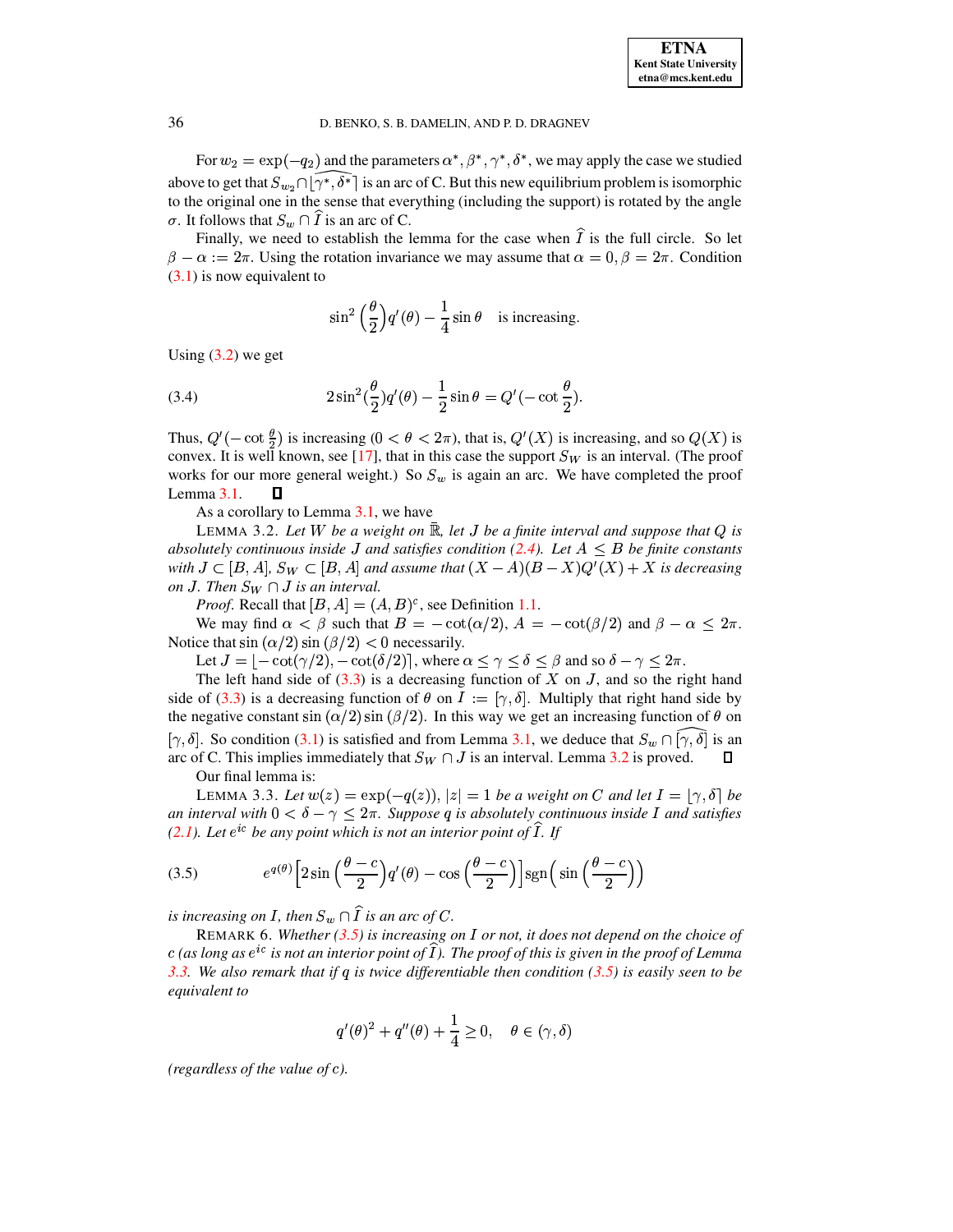For $w_2 = \exp(-q_2)$ and the parameters $\alpha^*, \beta^*, \gamma^*, \delta^*$, we may apply the case we studied above to get that $S_{w_2} \cap \widehat{[\gamma^*, \delta^*]}$ is an arc of C. But this new equilibrium problem is isomorphic to the original one in the sense that everything (including the support) is rotated by the angle $\sigma$. It follows that $S_w \cap \widehat{I}$ is an arc of C.

Finally, we need to establish the lemma for the case when $\widehat{I}$ is the full circle. So let $\beta - \alpha := 2\pi$. Using the rotation invariance we may assume that $\alpha = 0, \beta = 2\pi$. Condition (3.1) is now equivalent to

$$\sin^2\left(\frac{\theta}{2}\right) q'(\theta) - \frac{1}{4}\sin\theta \quad \text{is increasing.}$$

Using (3.2) we get

$$2\sin^2(\frac{\theta}{2}) q'(\theta) - \frac{1}{2}\sin\theta = Q'(-\cot\frac{\theta}{2}). \tag{3.4}$$

Thus, $Q'(-\cot\frac{\theta}{2})$ is increasing $(0 < \theta < 2\pi)$, that is, $Q'(X)$ is increasing, and so $Q(X)$ is convex. It is well known, see [17], that in this case the support $S_W$ is an interval. (The proof works for our more general weight.) So $S_w$ is again an arc. We have completed the proof Lemma 3.1. ∎

As a corollary to Lemma 3.1, we have

LEMMA 3.2. *Let $W$ be a weight on $\bar{\mathbb{R}}$, let $J$ be a finite interval and suppose that $Q$ is absolutely continuous inside $J$ and satisfies condition (2.4). Let $A \le B$ be finite constants with $J \subset [B, A]$, $S_W \subset [B, A]$ and assume that $(X - A)(B - X)Q'(X) + X$ is decreasing on $J$. Then $S_W \cap J$ is an interval.*

*Proof.* Recall that $[B, A] = (A, B)^c$, see Definition 1.1.

We may find $\alpha < \beta$ such that $B = -\cot(\alpha/2)$, $A = -\cot(\beta/2)$ and $\beta - \alpha \le 2\pi$. Notice that $\sin(\alpha/2)\sin(\beta/2) < 0$ necessarily.

Let $J = \lfloor -\cot(\gamma/2), -\cot(\delta/2) \rceil$, where $\alpha \le \gamma \le \delta \le \beta$ and so $\delta - \gamma \le 2\pi$.

The left hand side of (3.3) is a decreasing function of $X$ on $J$, and so the right hand side of (3.3) is a decreasing function of $\theta$ on $I := [\gamma, \delta]$. Multiply that right hand side by the negative constant $\sin(\alpha/2)\sin(\beta/2)$. In this way we get an increasing function of $\theta$ on $[\gamma, \delta]$. So condition (3.1) is satisfied and from Lemma 3.1, we deduce that $S_w \cap \widehat{[\gamma, \delta]}$ is an arc of C. This implies immediately that $S_W \cap J$ is an interval. Lemma 3.2 is proved. ∎

Our final lemma is:

LEMMA 3.3. *Let $w(z) = \exp(-q(z))$, $|z| = 1$ be a weight on $C$ and let $I = \lfloor \gamma, \delta \rceil$ be an interval with $0 < \delta - \gamma \le 2\pi$. Suppose $q$ is absolutely continuous inside $I$ and satisfies (2.1). Let $e^{ic}$ be any point which is not an interior point of $\widehat{I}$. If*

$$e^{q(\theta)}\left[2\sin\left(\frac{\theta - c}{2}\right) q'(\theta) - \cos\left(\frac{\theta - c}{2}\right)\right] \operatorname{sgn}\left(\sin\left(\frac{\theta - c}{2}\right)\right) \tag{3.5}$$

*is increasing on $I$, then $S_w \cap \widehat{I}$ is an arc of $C$.*

REMARK 6. *Whether (3.5) is increasing on $I$ or not, it does not depend on the choice of $c$ (as long as $e^{ic}$ is not an interior point of $\widehat{I}$). The proof of this is given in the proof of Lemma 3.3. We also remark that if $q$ is twice differentiable then condition (3.5) is easily seen to be equivalent to*

$$q'(\theta)^2 + q''(\theta) + \frac{1}{4} \ge 0, \quad \theta \in (\gamma, \delta)$$

*(regardless of the value of $c$).*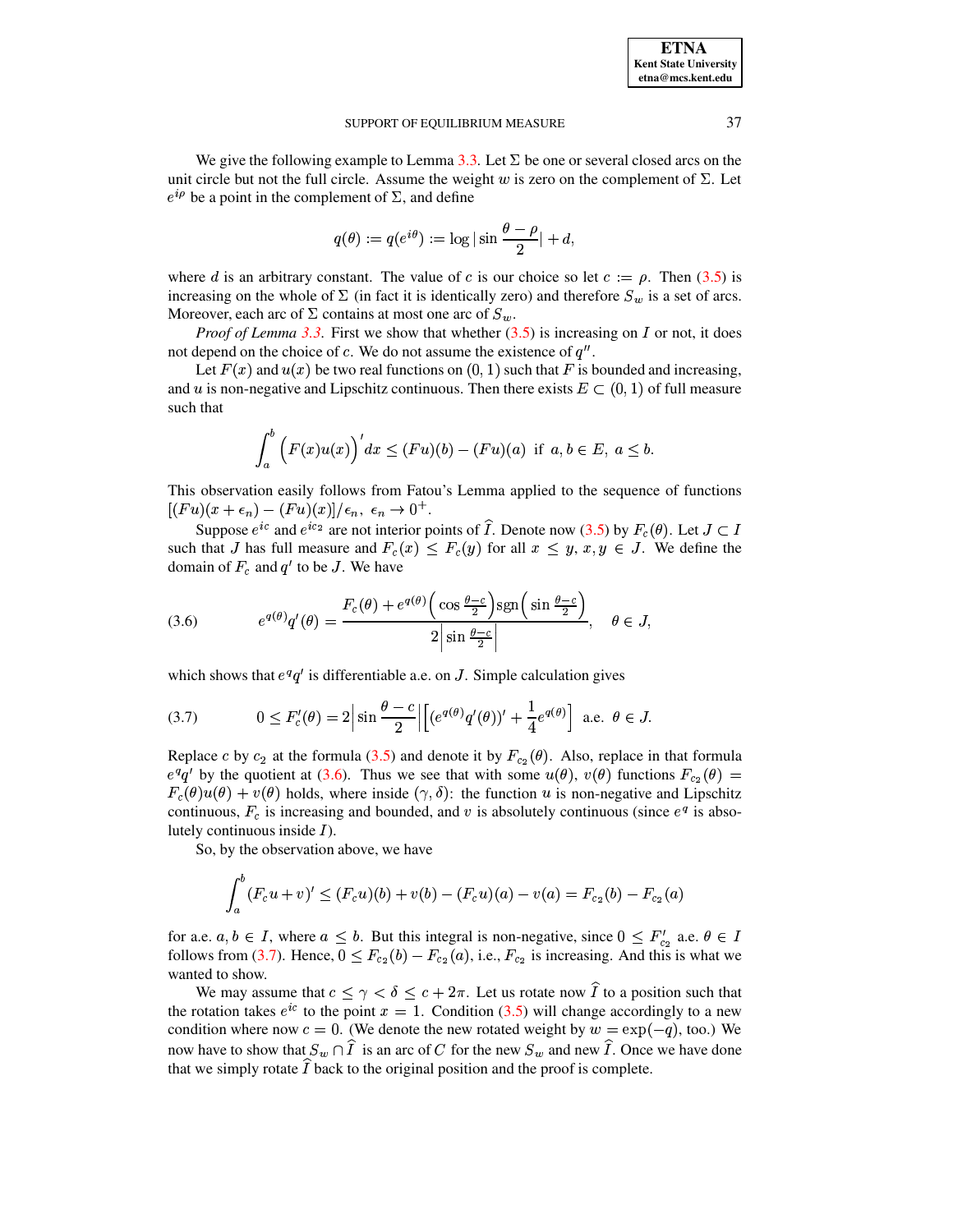We give the following example to Lemma 3.3. Let $\Sigma$ be one or several closed arcs on the unit circle but not the full circle. Assume the weight $w$ is zero on the complement of $\Sigma$. Let $e^{i\rho}$ be a point in the complement of $\Sigma$, and define

$$q(\theta) := q(e^{i\theta}) := \log|\sin\frac{\theta-\rho}{2}| + d,$$

where $d$ is an arbitrary constant. The value of $c$ is our choice so let $c := \rho$. Then (3.5) is increasing on the whole of $\Sigma$ (in fact it is identically zero) and therefore $S_w$ is a set of arcs. Moreover, each arc of $\Sigma$ contains at most one arc of $S_w$.

*Proof of Lemma 3.3*. First we show that whether (3.5) is increasing on $I$ or not, it does not depend on the choice of $c$. We do not assume the existence of $q''$.

Let $F(x)$ and $u(x)$ be two real functions on $(0,1)$ such that $F$ is bounded and increasing, and $u$ is non-negative and Lipschitz continuous. Then there exists $E \subset (0,1)$ of full measure such that

$$\int_a^b \Big(F(x)u(x)\Big)' dx \le (Fu)(b) - (Fu)(a) \;\text{ if }\; a,b \in E,\; a \le b.$$

This observation easily follows from Fatou's Lemma applied to the sequence of functions $[(Fu)(x+\epsilon_n) - (Fu)(x)]/\epsilon_n,\ \epsilon_n \to 0^+$.

Suppose $e^{ic}$ and $e^{ic_2}$ are not interior points of $\widehat{I}$. Denote now (3.5) by $F_c(\theta)$. Let $J \subset I$ such that $J$ has full measure and $F_c(x) \le F_c(y)$ for all $x \le y$, $x, y \in J$. We define the domain of $F_c$ and $q'$ to be $J$. We have

$$e^{q(\theta)}q'(\theta) = \frac{F_c(\theta) + e^{q(\theta)}\Big(\cos\frac{\theta-c}{2}\Big)\mathrm{sgn}\Big(\sin\frac{\theta-c}{2}\Big)}{2\Big|\sin\frac{\theta-c}{2}\Big|}, \quad \theta \in J, \tag{3.6}$$

which shows that $e^q q'$ is differentiable a.e. on $J$. Simple calculation gives

$$0 \le F_c'(\theta) = 2\Big|\sin\frac{\theta-c}{2}\Big|\Big[(e^{q(\theta)}q'(\theta))' + \frac{1}{4}e^{q(\theta)}\Big] \;\text{ a.e. }\; \theta \in J. \tag{3.7}$$

Replace $c$ by $c_2$ at the formula (3.5) and denote it by $F_{c_2}(\theta)$. Also, replace in that formula $e^q q'$ by the quotient at (3.6). Thus we see that with some $u(\theta)$, $v(\theta)$ functions $F_{c_2}(\theta) = F_c(\theta)u(\theta) + v(\theta)$ holds, where inside $(\gamma, \delta)$: the function $u$ is non-negative and Lipschitz continuous, $F_c$ is increasing and bounded, and $v$ is absolutely continuous (since $e^q$ is absolutely continuous inside $I$).

So, by the observation above, we have

$$\int_a^b (F_c u + v)' \le (F_c u)(b) + v(b) - (F_c u)(a) - v(a) = F_{c_2}(b) - F_{c_2}(a)$$

for a.e. $a, b \in I$, where $a \le b$. But this integral is non-negative, since $0 \le F_{c_2}'$ a.e. $\theta \in I$ follows from (3.7). Hence, $0 \le F_{c_2}(b) - F_{c_2}(a)$, i.e., $F_{c_2}$ is increasing. And this is what we wanted to show.

We may assume that $c \le \gamma < \delta \le c + 2\pi$. Let us rotate now $\widehat{I}$ to a position such that the rotation takes $e^{ic}$ to the point $x = 1$. Condition (3.5) will change accordingly to a new condition where now $c = 0$. (We denote the new rotated weight by $w = \exp(-q)$, too.) We now have to show that $S_w \cap \widehat{I}$ is an arc of $C$ for the new $S_w$ and new $\widehat{I}$. Once we have done that we simply rotate $\widehat{I}$ back to the original position and the proof is complete.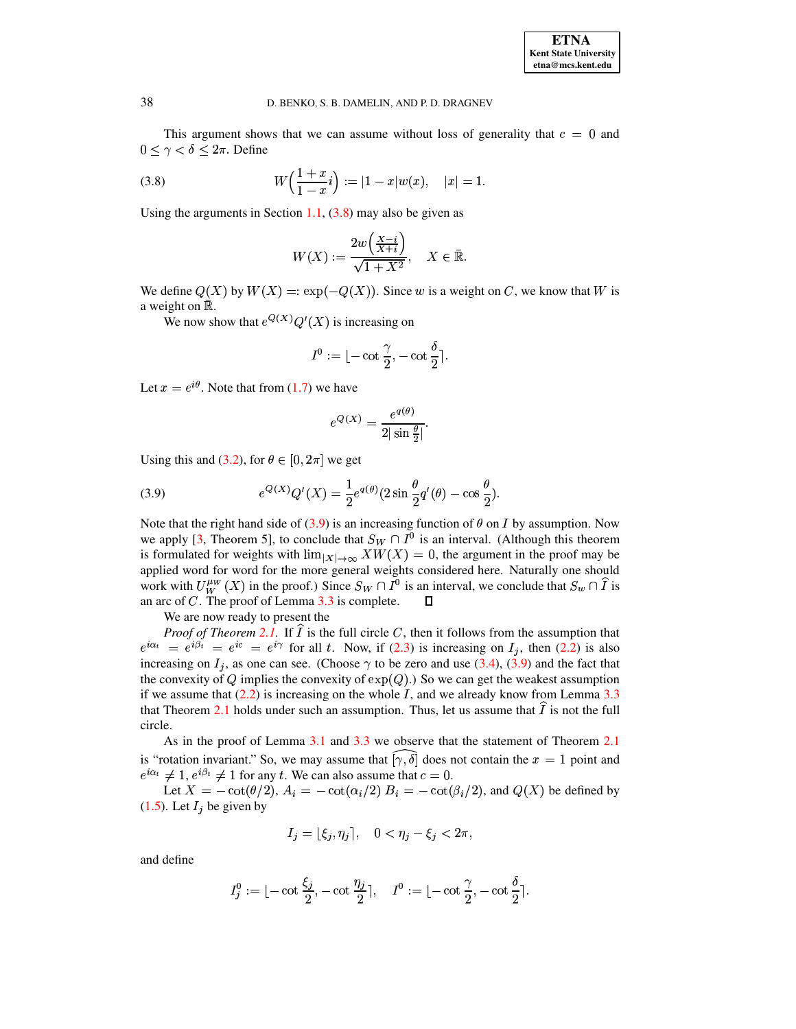This argument shows that we can assume without loss of generality that $c = 0$ and $0 \leq \gamma < \delta \leq 2\pi$. Define

$$W\Big(\frac{1+x}{1-x}i\Big) := |1-x|w(x), \quad |x| = 1. \tag{3.8}$$

Using the arguments in Section 1.1, (3.8) may also be given as

$$W(X) := \frac{2w\Big(\frac{X-i}{X+i}\Big)}{\sqrt{1+X^2}}, \quad X \in \bar{\mathbb{R}}.$$

We define $Q(X)$ by $W(X) =: \exp(-Q(X))$. Since $w$ is a weight on $C$, we know that $W$ is a weight on $\bar{\mathbb{R}}$.

We now show that $e^{Q(X)}Q'(X)$ is increasing on

$$I^0 := \lfloor -\cot\frac{\gamma}{2}, -\cot\frac{\delta}{2}\rceil.$$

Let $x = e^{i\theta}$. Note that from (1.7) we have

$$e^{Q(X)} = \frac{e^{q(\theta)}}{2|\sin\frac{\theta}{2}|}.$$

Using this and (3.2), for $\theta \in [0, 2\pi]$ we get

$$e^{Q(X)}Q'(X) = \frac{1}{2}e^{q(\theta)}(2\sin\frac{\theta}{2}q'(\theta) - \cos\frac{\theta}{2}). \tag{3.9}$$

Note that the right hand side of (3.9) is an increasing function of $\theta$ on $I$ by assumption. Now we apply [3, Theorem 5], to conclude that $S_W \cap I^0$ is an interval. (Although this theorem is formulated for weights with $\lim_{|X|\to\infty} XW(X) = 0$, the argument in the proof may be applied word for word for the more general weights considered here. Naturally one should work with $U_W^{\mu_W}(X)$ in the proof.) Since $S_W \cap I^0$ is an interval, we conclude that $S_w \cap \widehat{I}$ is an arc of $C$. The proof of Lemma 3.3 is complete. $\square$

We are now ready to present the

*Proof of Theorem 2.1.* If $\widehat{I}$ is the full circle $C$, then it follows from the assumption that $e^{i\alpha_t} = e^{i\beta_t} = e^{ic} = e^{i\gamma}$ for all $t$. Now, if (2.3) is increasing on $I_j$, then (2.2) is also increasing on $I_j$, as one can see. (Choose $\gamma$ to be zero and use (3.4), (3.9) and the fact that the convexity of $Q$ implies the convexity of $\exp(Q)$.) So we can get the weakest assumption if we assume that (2.2) is increasing on the whole $I$, and we already know from Lemma 3.3 that Theorem 2.1 holds under such an assumption. Thus, let us assume that $\widehat{I}$ is not the full circle.

As in the proof of Lemma 3.1 and 3.3 we observe that the statement of Theorem 2.1 is "rotation invariant." So, we may assume that $\widehat{[\gamma, \delta]}$ does not contain the $x = 1$ point and $e^{i\alpha_t} \neq 1, e^{i\beta_t} \neq 1$ for any $t$. We can also assume that $c = 0$.

Let $X = -\cot(\theta/2)$, $A_i = -\cot(\alpha_i/2)$ $B_i = -\cot(\beta_i/2)$, and $Q(X)$ be defined by (1.5). Let $I_j$ be given by

$$I_j = \lfloor \xi_j, \eta_j \rceil, \quad 0 < \eta_j - \xi_j < 2\pi,$$

and define

$$I_j^0 := \lfloor -\cot\frac{\xi_j}{2}, -\cot\frac{\eta_j}{2}\rceil, \quad I^0 := \lfloor -\cot\frac{\gamma}{2}, -\cot\frac{\delta}{2}\rceil.$$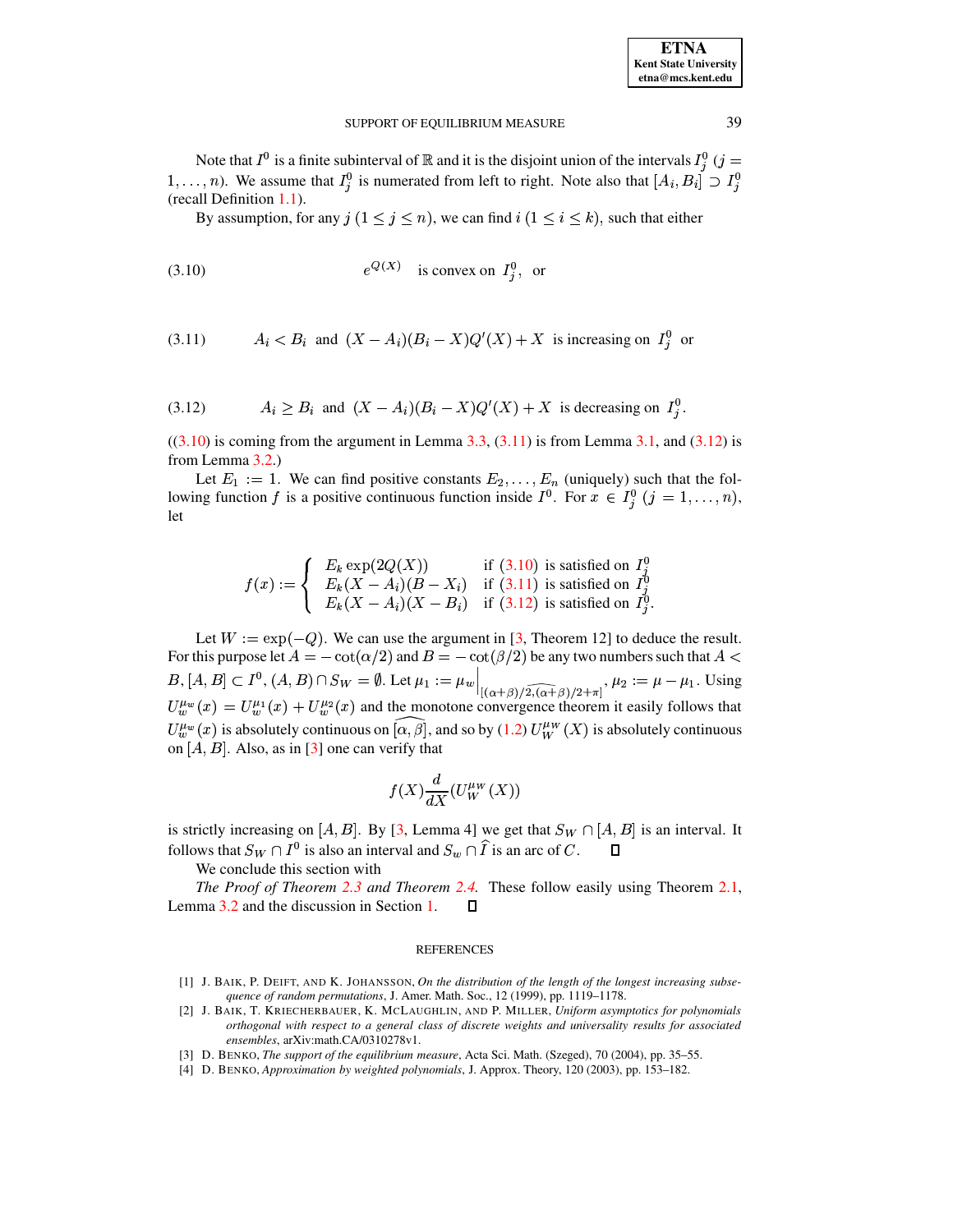Note that $I^0$ is a finite subinterval of $\mathbb{R}$ and it is the disjoint union of the intervals $I_j^0$ $(j = 1, \ldots, n)$. We assume that $I_j^0$ is numerated from left to right. Note also that $[A_i, B_i] \supset I_j^0$ (recall Definition 1.1).

By assumption, for any $j$ $(1 \leq j \leq n)$, we can find $i$ $(1 \leq i \leq k)$, such that either

$$e^{Q(X)} \quad \text{is convex on } \; I_j^0, \quad \text{or} \tag{3.10}$$

$$A_i < B_i \; \text{ and } \; (X - A_i)(B_i - X)Q'(X) + X \; \text{ is increasing on } \; I_j^0 \; \text{ or} \tag{3.11}$$

$$A_i \geq B_i \; \text{ and } \; (X - A_i)(B_i - X)Q'(X) + X \; \text{ is decreasing on } \; I_j^0. \tag{3.12}$$

((3.10) is coming from the argument in Lemma 3.3, (3.11) is from Lemma 3.1, and (3.12) is from Lemma 3.2.)

Let $E_1 := 1$. We can find positive constants $E_2, \ldots, E_n$ (uniquely) such that the following function $f$ is a positive continuous function inside $I^0$. For $x \in I_j^0$ $(j = 1, \ldots, n)$, let

$$f(x) := \begin{cases} E_k \exp(2Q(X)) & \text{if (3.10) is satisfied on } I_j^0 \\ E_k (X - A_i)(B - X_i) & \text{if (3.11) is satisfied on } I_j^0 \\ E_k (X - A_i)(X - B_i) & \text{if (3.12) is satisfied on } I_j^0. \end{cases}$$

Let $W := \exp(-Q)$. We can use the argument in [3, Theorem 12] to deduce the result. For this purpose let $A = -\cot(\alpha/2)$ and $B = -\cot(\beta/2)$ be any two numbers such that $A < B, [A, B] \subset I^0$, $(A, B) \cap S_W = \emptyset$. Let $\mu_1 := \mu_w\Big|_{[(\alpha+\beta)/2, \widehat{(\alpha+\beta)/2+\pi}]}$, $\mu_2 := \mu - \mu_1$. Using $U_w^{\mu_w}(x) = U_w^{\mu_1}(x) + U_w^{\mu_2}(x)$ and the monotone convergence theorem it easily follows that $U_w^{\mu_w}(x)$ is absolutely continuous on $\widehat{[\alpha, \beta]}$, and so by (1.2) $U_W^{\mu_W}(X)$ is absolutely continuous on $[A, B]$. Also, as in [3] one can verify that

$$f(X) \frac{d}{dX}(U_W^{\mu_W}(X))$$

is strictly increasing on $[A, B]$. By [3, Lemma 4] we get that $S_W \cap [A, B]$ is an interval. It follows that $S_W \cap I^0$ is also an interval and $S_w \cap \widehat{I}$ is an arc of $C$. $\square$

We conclude this section with

*The Proof of Theorem 2.3 and Theorem 2.4.* These follow easily using Theorem 2.1, Lemma 3.2 and the discussion in Section 1. $\square$

## REFERENCES

[1] J. Baik, P. Deift, and K. Johansson, *On the distribution of the length of the longest increasing subsequence of random permutations*, J. Amer. Math. Soc., 12 (1999), pp. 1119–1178.

[2] J. Baik, T. Kriecherbauer, K. McLaughlin, and P. Miller, *Uniform asymptotics for polynomials orthogonal with respect to a general class of discrete weights and universality results for associated ensembles*, arXiv:math.CA/0310278v1.

[3] D. Benko, *The support of the equilibrium measure*, Acta Sci. Math. (Szeged), 70 (2004), pp. 35–55.

[4] D. Benko, *Approximation by weighted polynomials*, J. Approx. Theory, 120 (2003), pp. 153–182.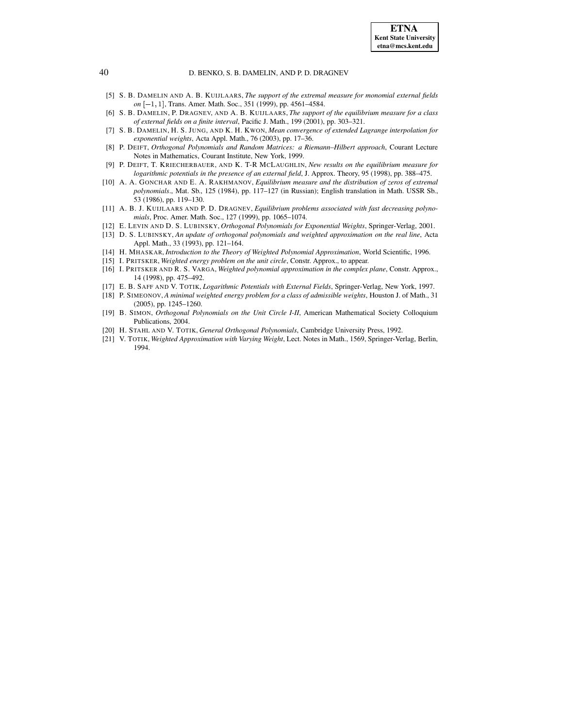[5] S. B. DAMELIN AND A. B. KUIJLAARS, *The support of the extremal measure for monomial external fields on* $[-1, 1]$, Trans. Amer. Math. Soc., 351 (1999), pp. 4561–4584.

[6] S. B. DAMELIN, P. DRAGNEV, AND A. B. KUIJLAARS, *The support of the equilibrium measure for a class of external fields on a finite interval*, Pacific J. Math., 199 (2001), pp. 303–321.

[7] S. B. DAMELIN, H. S. JUNG, AND K. H. KWON, *Mean convergence of extended Lagrange interpolation for exponential weights*, Acta Appl. Math., 76 (2003), pp. 17–36.

[8] P. DEIFT, *Orthogonal Polynomials and Random Matrices: a Riemann–Hilbert approach*, Courant Lecture Notes in Mathematics, Courant Institute, New York, 1999.

[9] P. DEIFT, T. KRIECHERBAUER, AND K. T-R MCLAUGHLIN, *New results on the equilibrium measure for logarithmic potentials in the presence of an external field*, J. Approx. Theory, 95 (1998), pp. 388–475.

[10] A. A. GONCHAR AND E. A. RAKHMANOV, *Equilibrium measure and the distribution of zeros of extremal polynomials.*, Mat. Sb., 125 (1984), pp. 117–127 (in Russian); English translation in Math. USSR Sb., 53 (1986), pp. 119–130.

[11] A. B. J. KUIJLAARS AND P. D. DRAGNEV, *Equilibrium problems associated with fast decreasing polynomials*, Proc. Amer. Math. Soc., 127 (1999), pp. 1065–1074.

[12] E. LEVIN AND D. S. LUBINSKY, *Orthogonal Polynomials for Exponential Weights*, Springer-Verlag, 2001.

[13] D. S. LUBINSKY, *An update of orthogonal polynomials and weighted approximation on the real line*, Acta Appl. Math., 33 (1993), pp. 121–164.

[14] H. MHASKAR, *Introduction to the Theory of Weighted Polynomial Approximation*, World Scientific, 1996.

[15] I. PRITSKER, *Weighted energy problem on the unit circle*, Constr. Approx., to appear.

[16] I. PRITSKER AND R. S. VARGA, *Weighted polynomial approximation in the complex plane*, Constr. Approx., 14 (1998), pp. 475–492.

[17] E. B. SAFF AND V. TOTIK, *Logarithmic Potentials with External Fields*, Springer-Verlag, New York, 1997.

[18] P. SIMEONOV, *A minimal weighted energy problem for a class of admissible weights*, Houston J. of Math., 31 (2005), pp. 1245–1260.

[19] B. SIMON, *Orthogonal Polynomials on the Unit Circle I-II*, American Mathematical Society Colloquium Publications, 2004.

[20] H. STAHL AND V. TOTIK, *General Orthogonal Polynomials*, Cambridge University Press, 1992.

[21] V. TOTIK, *Weighted Approximation with Varying Weight*, Lect. Notes in Math., 1569, Springer-Verlag, Berlin, 1994.